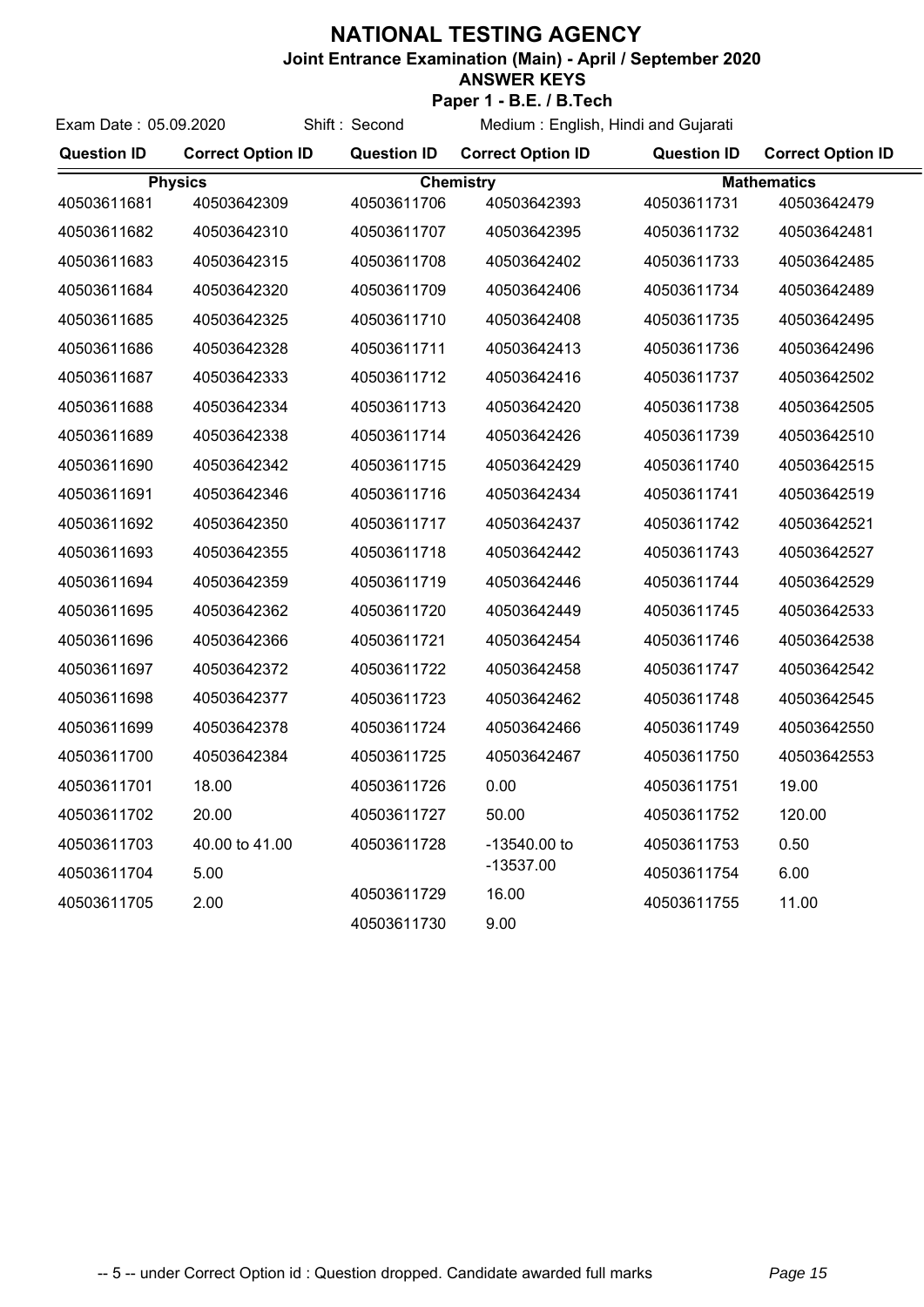# NATIONAL TESTING AGENCY

**Joint Entrance Examination (Main) - April / September 2020**

**ANSWER KEYS**

**Paper 1 - B.E. / B.Tech**

Exam Date : 05.09.2020 Shift : Second Medium : English, Hindi and Gujarati

| Question ID | Correct Option ID | Question ID | Correct Option ID | Question ID | Correct Option ID |
|---|---|---|---|---|---|
| **Physics** | | **Chemistry** | | **Mathematics** | |
| 40503611681 | 40503642309 | 40503611706 | 40503642393 | 40503611731 | 40503642479 |
| 40503611682 | 40503642310 | 40503611707 | 40503642395 | 40503611732 | 40503642481 |
| 40503611683 | 40503642315 | 40503611708 | 40503642402 | 40503611733 | 40503642485 |
| 40503611684 | 40503642320 | 40503611709 | 40503642406 | 40503611734 | 40503642489 |
| 40503611685 | 40503642325 | 40503611710 | 40503642408 | 40503611735 | 40503642495 |
| 40503611686 | 40503642328 | 40503611711 | 40503642413 | 40503611736 | 40503642496 |
| 40503611687 | 40503642333 | 40503611712 | 40503642416 | 40503611737 | 40503642502 |
| 40503611688 | 40503642334 | 40503611713 | 40503642420 | 40503611738 | 40503642505 |
| 40503611689 | 40503642338 | 40503611714 | 40503642426 | 40503611739 | 40503642510 |
| 40503611690 | 40503642342 | 40503611715 | 40503642429 | 40503611740 | 40503642515 |
| 40503611691 | 40503642346 | 40503611716 | 40503642434 | 40503611741 | 40503642519 |
| 40503611692 | 40503642350 | 40503611717 | 40503642437 | 40503611742 | 40503642521 |
| 40503611693 | 40503642355 | 40503611718 | 40503642442 | 40503611743 | 40503642527 |
| 40503611694 | 40503642359 | 40503611719 | 40503642446 | 40503611744 | 40503642529 |
| 40503611695 | 40503642362 | 40503611720 | 40503642449 | 40503611745 | 40503642533 |
| 40503611696 | 40503642366 | 40503611721 | 40503642454 | 40503611746 | 40503642538 |
| 40503611697 | 40503642372 | 40503611722 | 40503642458 | 40503611747 | 40503642542 |
| 40503611698 | 40503642377 | 40503611723 | 40503642462 | 40503611748 | 40503642545 |
| 40503611699 | 40503642378 | 40503611724 | 40503642466 | 40503611749 | 40503642550 |
| 40503611700 | 40503642384 | 40503611725 | 40503642467 | 40503611750 | 40503642553 |
| 40503611701 | 18.00 | 40503611726 | 0.00 | 40503611751 | 19.00 |
| 40503611702 | 20.00 | 40503611727 | 50.00 | 40503611752 | 120.00 |
| 40503611703 | 40.00 to 41.00 | 40503611728 | -13540.00 to -13537.00 | 40503611753 | 0.50 |
| 40503611704 | 5.00 | | | 40503611754 | 6.00 |
| 40503611705 | 2.00 | 40503611729 | 16.00 | 40503611755 | 11.00 |
| | | 40503611730 | 9.00 | | |

-- 5 -- under Correct Option id : Question dropped. Candidate awarded full marks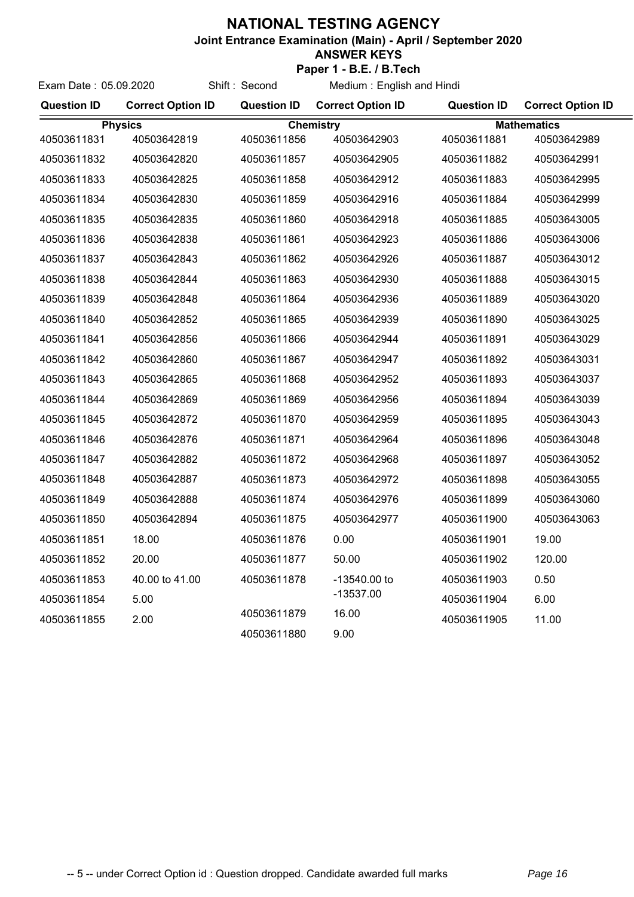# NATIONAL TESTING AGENCY

**Joint Entrance Examination (Main) - April / September 2020**

**ANSWER KEYS**

**Paper 1 - B.E. / B.Tech**

Exam Date : 05.09.2020 Shift : Second Medium : English and Hindi

| Question ID | Correct Option ID | Question ID | Correct Option ID | Question ID | Correct Option ID |
|---|---|---|---|---|---|
| **Physics** | | **Chemistry** | | **Mathematics** | |
| 40503611831 | 40503642819 | 40503611856 | 40503642903 | 40503611881 | 40503642989 |
| 40503611832 | 40503642820 | 40503611857 | 40503642905 | 40503611882 | 40503642991 |
| 40503611833 | 40503642825 | 40503611858 | 40503642912 | 40503611883 | 40503642995 |
| 40503611834 | 40503642830 | 40503611859 | 40503642916 | 40503611884 | 40503642999 |
| 40503611835 | 40503642835 | 40503611860 | 40503642918 | 40503611885 | 40503643005 |
| 40503611836 | 40503642838 | 40503611861 | 40503642923 | 40503611886 | 40503643006 |
| 40503611837 | 40503642843 | 40503611862 | 40503642926 | 40503611887 | 40503643012 |
| 40503611838 | 40503642844 | 40503611863 | 40503642930 | 40503611888 | 40503643015 |
| 40503611839 | 40503642848 | 40503611864 | 40503642936 | 40503611889 | 40503643020 |
| 40503611840 | 40503642852 | 40503611865 | 40503642939 | 40503611890 | 40503643025 |
| 40503611841 | 40503642856 | 40503611866 | 40503642944 | 40503611891 | 40503643029 |
| 40503611842 | 40503642860 | 40503611867 | 40503642947 | 40503611892 | 40503643031 |
| 40503611843 | 40503642865 | 40503611868 | 40503642952 | 40503611893 | 40503643037 |
| 40503611844 | 40503642869 | 40503611869 | 40503642956 | 40503611894 | 40503643039 |
| 40503611845 | 40503642872 | 40503611870 | 40503642959 | 40503611895 | 40503643043 |
| 40503611846 | 40503642876 | 40503611871 | 40503642964 | 40503611896 | 40503643048 |
| 40503611847 | 40503642882 | 40503611872 | 40503642968 | 40503611897 | 40503643052 |
| 40503611848 | 40503642887 | 40503611873 | 40503642972 | 40503611898 | 40503643055 |
| 40503611849 | 40503642888 | 40503611874 | 40503642976 | 40503611899 | 40503643060 |
| 40503611850 | 40503642894 | 40503611875 | 40503642977 | 40503611900 | 40503643063 |
| 40503611851 | 18.00 | 40503611876 | 0.00 | 40503611901 | 19.00 |
| 40503611852 | 20.00 | 40503611877 | 50.00 | 40503611902 | 120.00 |
| 40503611853 | 40.00 to 41.00 | 40503611878 | -13540.00 to -13537.00 | 40503611903 | 0.50 |
| 40503611854 | 5.00 | | | 40503611904 | 6.00 |
| 40503611855 | 2.00 | 40503611879 | 16.00 | 40503611905 | 11.00 |
| | | 40503611880 | 9.00 | | |

-- 5 -- under Correct Option id : Question dropped. Candidate awarded full marks